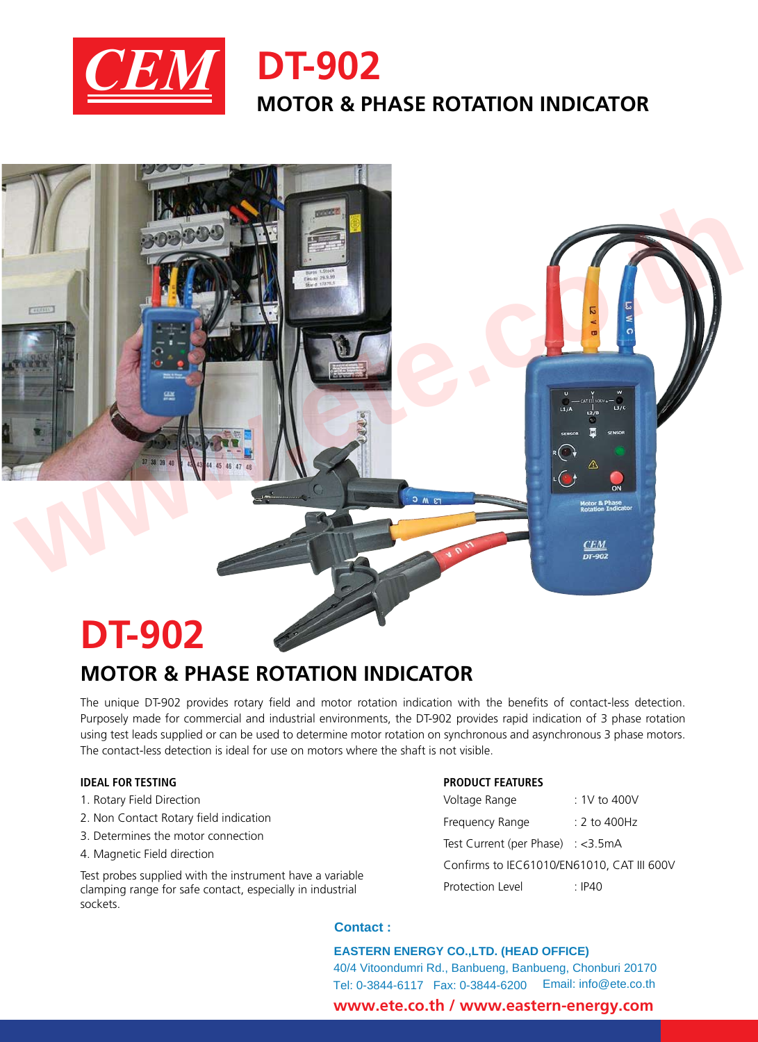CEM

# DT-902

## MOTOR & PHASE ROTATION INDICATOR

# DT-902

## MOTOR & PHASE ROTATION INDICATOR

The unique DT-902 provides rotary field and motor rotation indication with the benefits of contact-less detection. Purposely made for commercial and industrial environments, the DT-902 provides rapid indication of 3 phase rotation using test leads supplied or can be used to determine motor rotation on synchronous and asynchronous 3 phase motors. The contact-less detection is ideal for use on motors where the shaft is not visible.

### IDEAL FOR TESTING

1. Rotary Field Direction
2. Non Contact Rotary field indication
3. Determines the motor connection
4. Magnetic Field direction

Test probes supplied with the instrument have a variable clamping range for safe contact, especially in industrial sockets.

### PRODUCT FEATURES

| | |
|---|---|
| Voltage Range | : 1V to 400V |
| Frequency Range | : 2 to 400Hz |
| Test Current (per Phase) | : <3.5mA |
| Confirms to IEC61010/EN61010, CAT III 600V | |
| Protection Level | : IP40 |

**Contact :**

**EASTERN ENERGY CO.,LTD. (HEAD OFFICE)**
40/4 Vitoondumri Rd., Banbueng, Banbueng, Chonburi 20170
Tel: 0-3844-6117 Fax: 0-3844-6200 Email: info@ete.co.th

**www.ete.co.th / www.eastern-energy.com**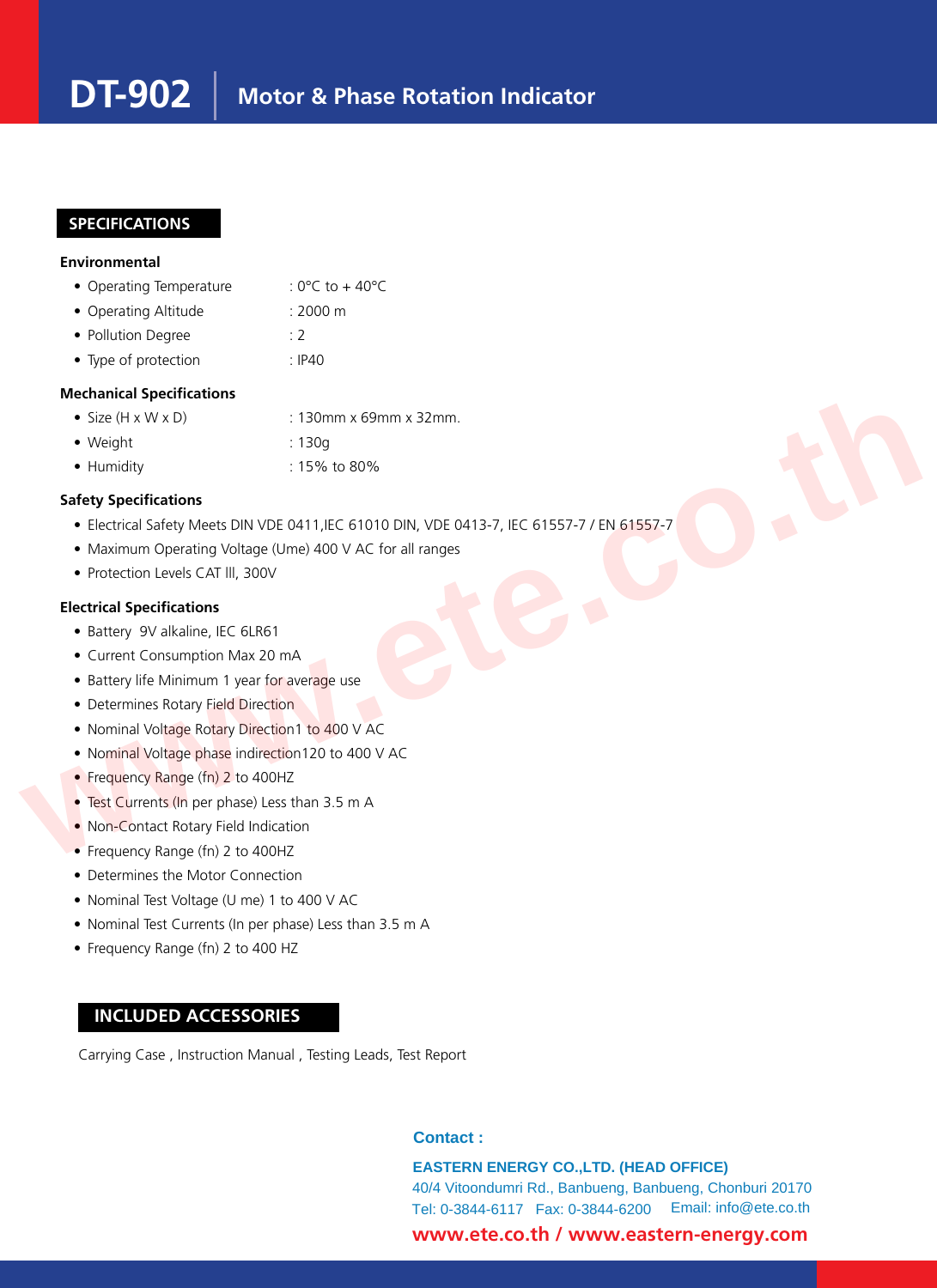# DT-902 | Motor & Phase Rotation Indicator

## SPECIFICATIONS

### Environmental

- Operating Temperature : 0°C to + 40°C
- Operating Altitude : 2000 m
- Pollution Degree : 2
- Type of protection : IP40

### Mechanical Specifications

- Size (H x W x D) : 130mm x 69mm x 32mm.
- Weight : 130g
- Humidity : 15% to 80%

### Safety Specifications

- Electrical Safety Meets DIN VDE 0411,IEC 61010 DIN, VDE 0413-7, IEC 61557-7 / EN 61557-7
- Maximum Operating Voltage (Ume) 400 V AC for all ranges
- Protection Levels CAT lll, 300V

### Electrical Specifications

- Battery 9V alkaline, IEC 6LR61
- Current Consumption Max 20 mA
- Battery life Minimum 1 year for average use
- Determines Rotary Field Direction
- Nominal Voltage Rotary Direction1 to 400 V AC
- Nominal Voltage phase indirection120 to 400 V AC
- Frequency Range (fn) 2 to 400HZ
- Test Currents (In per phase) Less than 3.5 m A
- Non-Contact Rotary Field Indication
- Frequency Range (fn) 2 to 400HZ
- Determines the Motor Connection
- Nominal Test Voltage (U me) 1 to 400 V AC
- Nominal Test Currents (In per phase) Less than 3.5 m A
- Frequency Range (fn) 2 to 400 HZ

## INCLUDED ACCESSORIES

Carrying Case , Instruction Manual , Testing Leads, Test Report

**Contact :**

**EASTERN ENERGY CO.,LTD. (HEAD OFFICE)**
40/4 Vitoondumri Rd., Banbueng, Banbueng, Chonburi 20170
Tel: 0-3844-6117 Fax: 0-3844-6200 Email: info@ete.co.th

**www.ete.co.th / www.eastern-energy.com**